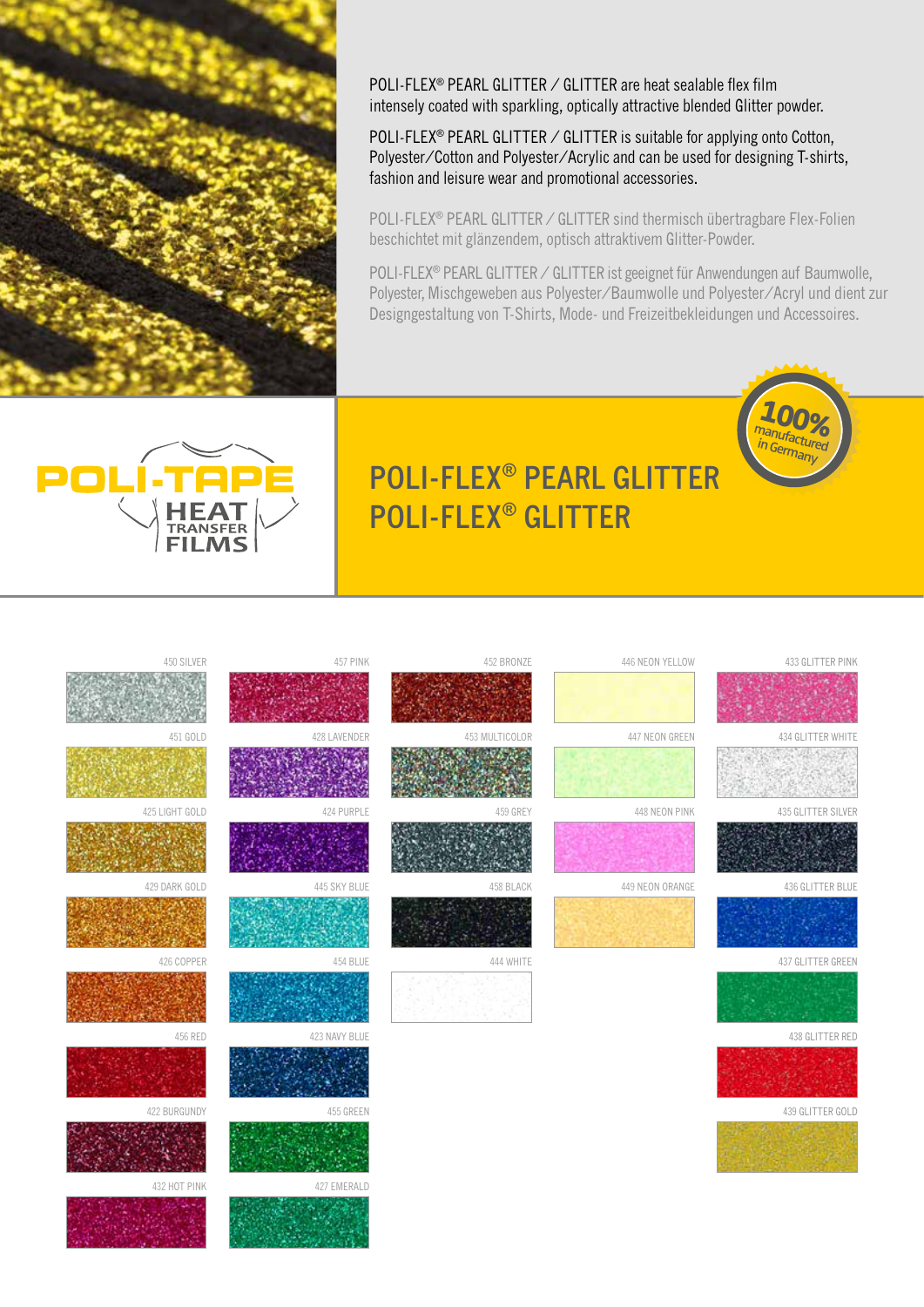POLI-FLEX® PEARL GLITTER / GLITTER are heat sealable flex film intensely coated with sparkling, optically attractive blended Glitter powder.

POLI-FLEX® PEARL GLITTER / GLITTER is suitable for applying onto Cotton, Polyester/Cotton and Polyester/Acrylic and can be used for designing T-shirts, fashion and leisure wear and promotional accessories.

POLI-FLEX® PEARL GLITTER / GLITTER sind thermisch übertragbare Flex-Folien beschichtet mit glänzendem, optisch attraktivem Glitter-Powder.

POLI-FLEX® PEARL GLITTER / GLITTER ist geeignet für Anwendungen auf Baumwolle, Polyester, Mischgeweben aus Polyester/Baumwolle und Polyester/Acryl und dient zur Designgestaltung von T-Shirts, Mode- und Freizeitbekleidungen und Accessoires.

POLI-TAPE HEAT TRANSFER FILMS

100% manufactured in Germany

# POLI-FLEX® PEARL GLITTER
# POLI-FLEX® GLITTER

| | | | | |
|---|---|---|---|---|
| 450 SILVER | 457 PINK | 452 BRONZE | 446 NEON YELLOW | 433 GLITTER PINK |
| 451 GOLD | 428 LAVENDER | 453 MULTICOLOR | 447 NEON GREEN | 434 GLITTER WHITE |
| 425 LIGHT GOLD | 424 PURPLE | 459 GREY | 448 NEON PINK | 435 GLITTER SILVER |
| 429 DARK GOLD | 445 SKY BLUE | 458 BLACK | 449 NEON ORANGE | 436 GLITTER BLUE |
| 426 COPPER | 454 BLUE | 444 WHITE | | 437 GLITTER GREEN |
| 456 RED | 423 NAVY BLUE | | | 438 GLITTER RED |
| 422 BURGUNDY | 455 GREEN | | | 439 GLITTER GOLD |
| 432 HOT PINK | 427 EMERALD | | | |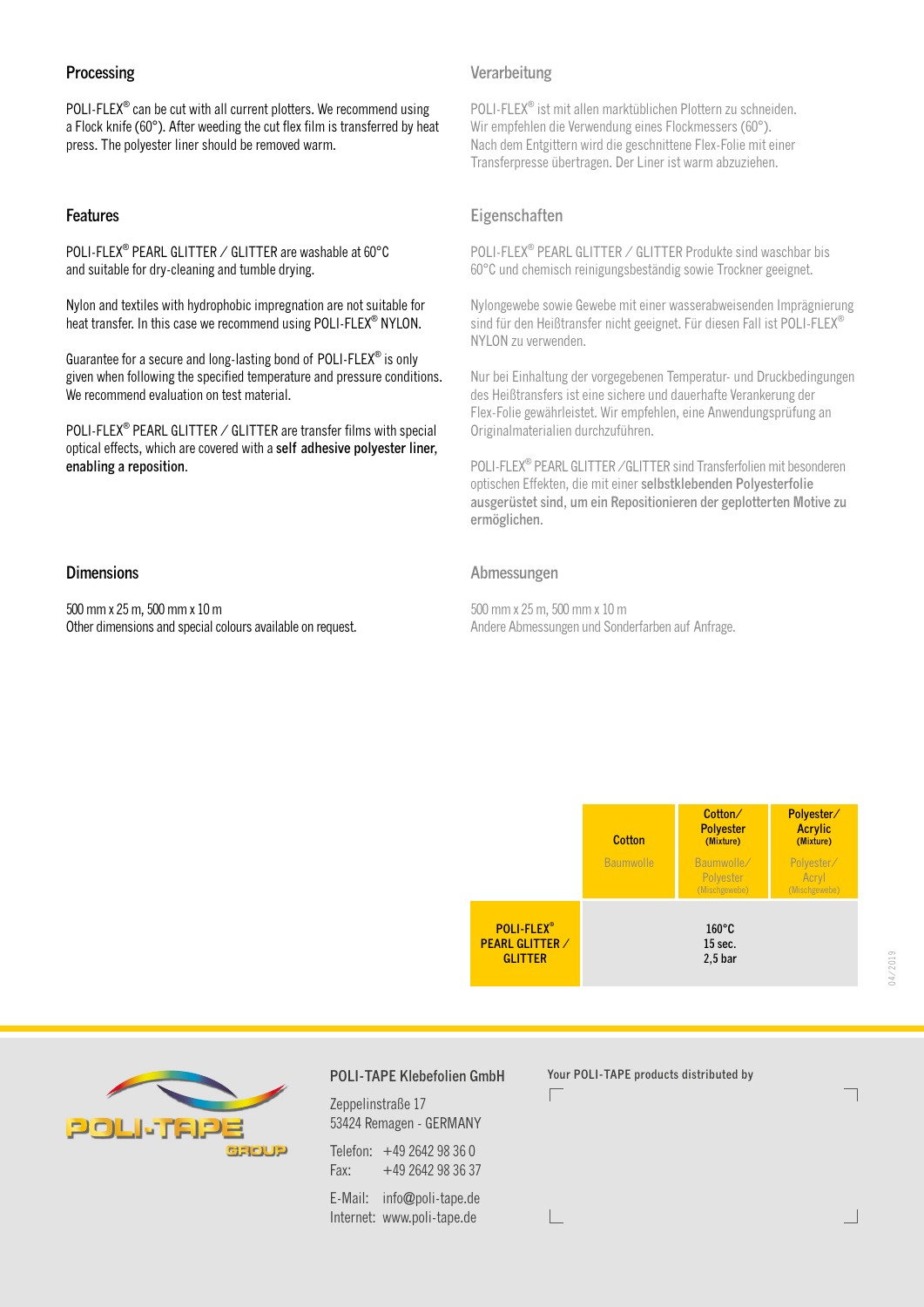## Processing

POLI-FLEX® can be cut with all current plotters. We recommend using a Flock knife (60°). After weeding the cut flex film is transferred by heat press. The polyester liner should be removed warm.

## Features

POLI-FLEX® PEARL GLITTER / GLITTER are washable at 60°C and suitable for dry-cleaning and tumble drying.

Nylon and textiles with hydrophobic impregnation are not suitable for heat transfer. In this case we recommend using POLI-FLEX® NYLON.

Guarantee for a secure and long-lasting bond of POLI-FLEX® is only given when following the specified temperature and pressure conditions. We recommend evaluation on test material.

POLI-FLEX® PEARL GLITTER / GLITTER are transfer films with special optical effects, which are covered with a **self adhesive polyester liner, enabling a reposition**.

## Dimensions

500 mm x 25 m, 500 mm x 10 m
Other dimensions and special colours available on request.

## Verarbeitung

POLI-FLEX® ist mit allen marktüblichen Plottern zu schneiden. Wir empfehlen die Verwendung eines Flockmessers (60°). Nach dem Entgittern wird die geschnittene Flex-Folie mit einer Transferpresse übertragen. Der Liner ist warm abzuziehen.

## Eigenschaften

POLI-FLEX® PEARL GLITTER / GLITTER Produkte sind waschbar bis 60°C und chemisch reinigungsbeständig sowie Trockner geeignet.

Nylongewebe sowie Gewebe mit einer wasserabweisenden Imprägnierung sind für den Heißtransfer nicht geeignet. Für diesen Fall ist POLI-FLEX® NYLON zu verwenden.

Nur bei Einhaltung der vorgegebenen Temperatur- und Druckbedingungen des Heißtransfers ist eine sichere und dauerhafte Verankerung der Flex-Folie gewährleistet. Wir empfehlen, eine Anwendungsprüfung an Originalmaterialien durchzuführen.

POLI-FLEX® PEARL GLITTER /GLITTER sind Transferfolien mit besonderen optischen Effekten, die mit einer **selbstklebenden Polyesterfolie ausgerüstet sind, um ein Repositionieren der geplotterten Motive zu ermöglichen**.

## Abmessungen

500 mm x 25 m, 500 mm x 10 m
Andere Abmessungen und Sonderfarben auf Anfrage.

| | Cotton<br>Baumwolle | Cotton/ Polyester (Mixture)<br>Baumwolle/ Polyester (Mischgewebe) | Polyester/ Acrylic (Mixture)<br>Polyester/ Acryl (Mischgewebe) |
|---|---|---|---|
| POLI-FLEX® PEARL GLITTER / GLITTER | 160°C<br>15 sec.<br>2,5 bar | | |

**POLI-TAPE Klebefolien GmbH**

Zeppelinstraße 17
53424 Remagen - GERMANY

Telefon: +49 2642 98 36 0
Fax: +49 2642 98 36 37

E-Mail: info@poli-tape.de
Internet: www.poli-tape.de

Your POLI-TAPE products distributed by

04/2019